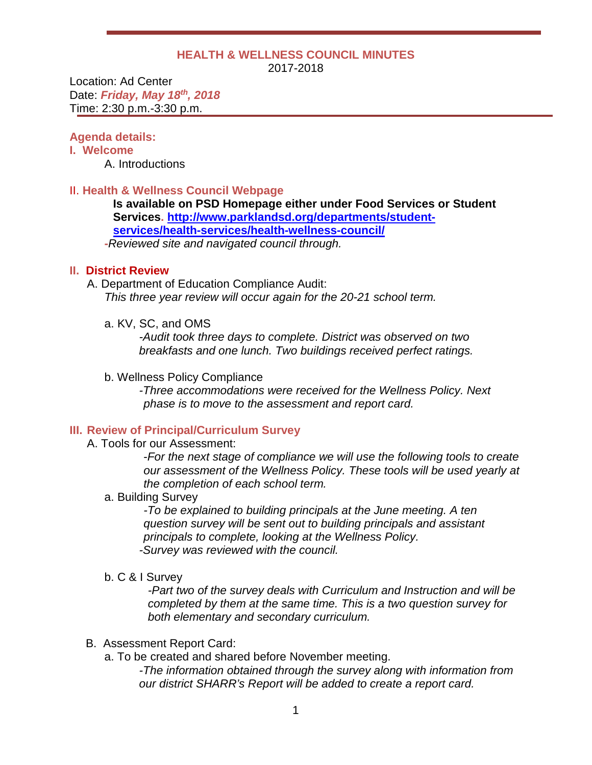# HEALTH & WELLNESS COUNCIL MINUTES

2017-2018

Location: Ad Center
Date: ***Friday, May 18th, 2018***
Time: 2:30 p.m.-3:30 p.m.

## Agenda details:

## I. Welcome

A. Introductions

## II. Health & Wellness Council Webpage

**Is available on PSD Homepage either under Food Services or Student Services. [http://www.parklandsd.org/departments/student-services/health-services/health-wellness-council/](http://www.parklandsd.org/departments/student-services/health-services/health-wellness-council/)**

*-Reviewed site and navigated council through.*

## II. District Review

A. Department of Education Compliance Audit:

*This three year review will occur again for the 20-21 school term.*

a. KV, SC, and OMS

*-Audit took three days to complete. District was observed on two breakfasts and one lunch. Two buildings received perfect ratings.*

b. Wellness Policy Compliance

*-Three accommodations were received for the Wellness Policy. Next phase is to move to the assessment and report card.*

## III. Review of Principal/Curriculum Survey

A. Tools for our Assessment:

*-For the next stage of compliance we will use the following tools to create our assessment of the Wellness Policy. These tools will be used yearly at the completion of each school term.*

a. Building Survey

*-To be explained to building principals at the June meeting. A ten question survey will be sent out to building principals and assistant principals to complete, looking at the Wellness Policy.*

*-Survey was reviewed with the council.*

b. C & I Survey

*-Part two of the survey deals with Curriculum and Instruction and will be completed by them at the same time. This is a two question survey for both elementary and secondary curriculum.*

B. Assessment Report Card:

a. To be created and shared before November meeting.

*-The information obtained through the survey along with information from our district SHARR's Report will be added to create a report card.*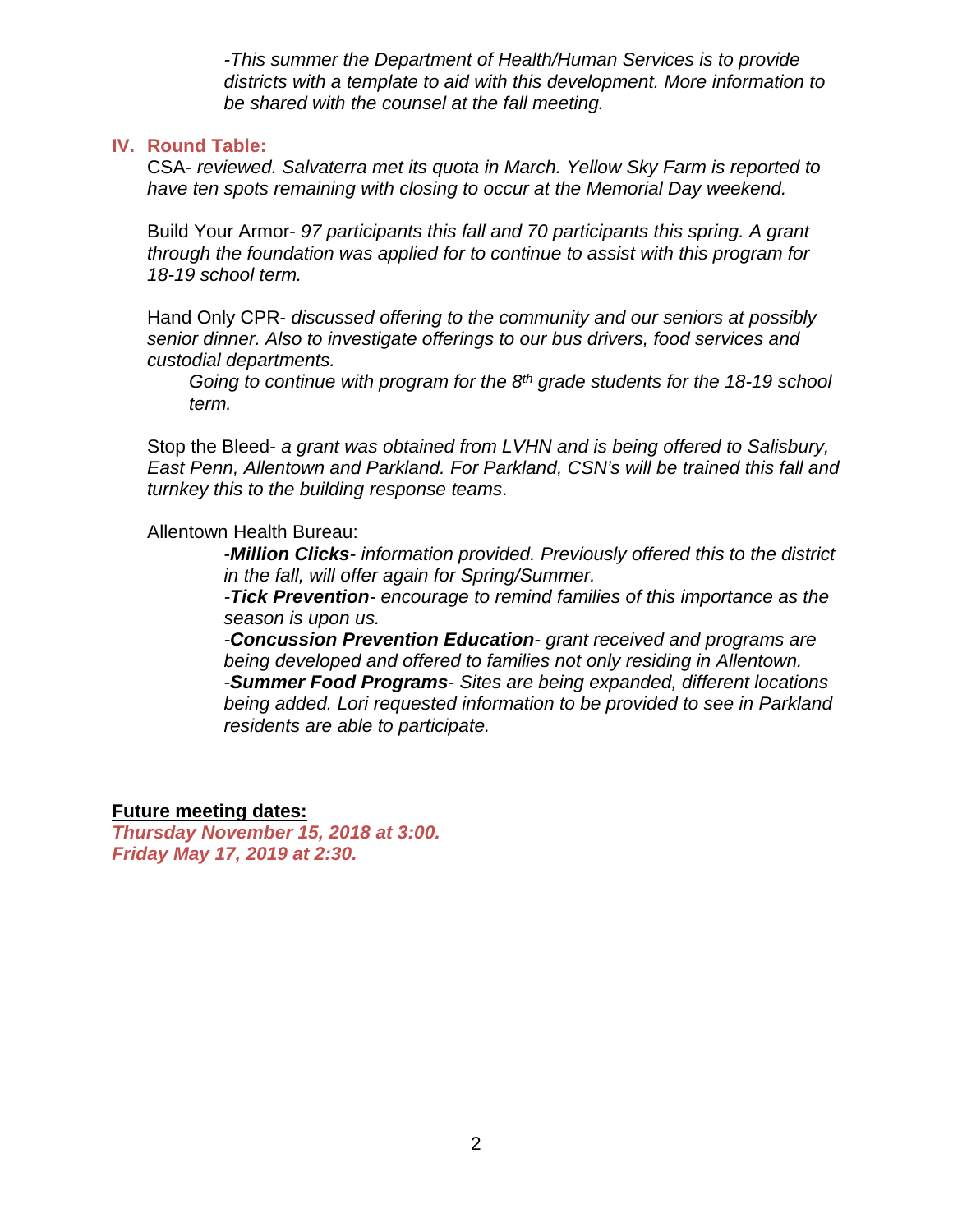*-This summer the Department of Health/Human Services is to provide districts with a template to aid with this development. More information to be shared with the counsel at the fall meeting.*

## IV. Round Table:

CSA- *reviewed. Salvaterra met its quota in March. Yellow Sky Farm is reported to have ten spots remaining with closing to occur at the Memorial Day weekend.*

Build Your Armor- *97 participants this fall and 70 participants this spring. A grant through the foundation was applied for to continue to assist with this program for 18-19 school term.*

Hand Only CPR- *discussed offering to the community and our seniors at possibly senior dinner. Also to investigate offerings to our bus drivers, food services and custodial departments.*

*Going to continue with program for the 8th grade students for the 18-19 school term.*

Stop the Bleed- *a grant was obtained from LVHN and is being offered to Salisbury, East Penn, Allentown and Parkland. For Parkland, CSN's will be trained this fall and turnkey this to the building response teams*.

Allentown Health Bureau:

*-**Million Clicks**- information provided. Previously offered this to the district in the fall, will offer again for Spring/Summer.*

*-**Tick Prevention**- encourage to remind families of this importance as the season is upon us.*

*-**Concussion Prevention Education**- grant received and programs are being developed and offered to families not only residing in Allentown.*

*-**Summer Food Programs**- Sites are being expanded, different locations being added. Lori requested information to be provided to see in Parkland residents are able to participate.*

**Future meeting dates:**

***Thursday November 15, 2018 at 3:00.***

***Friday May 17, 2019 at 2:30.***